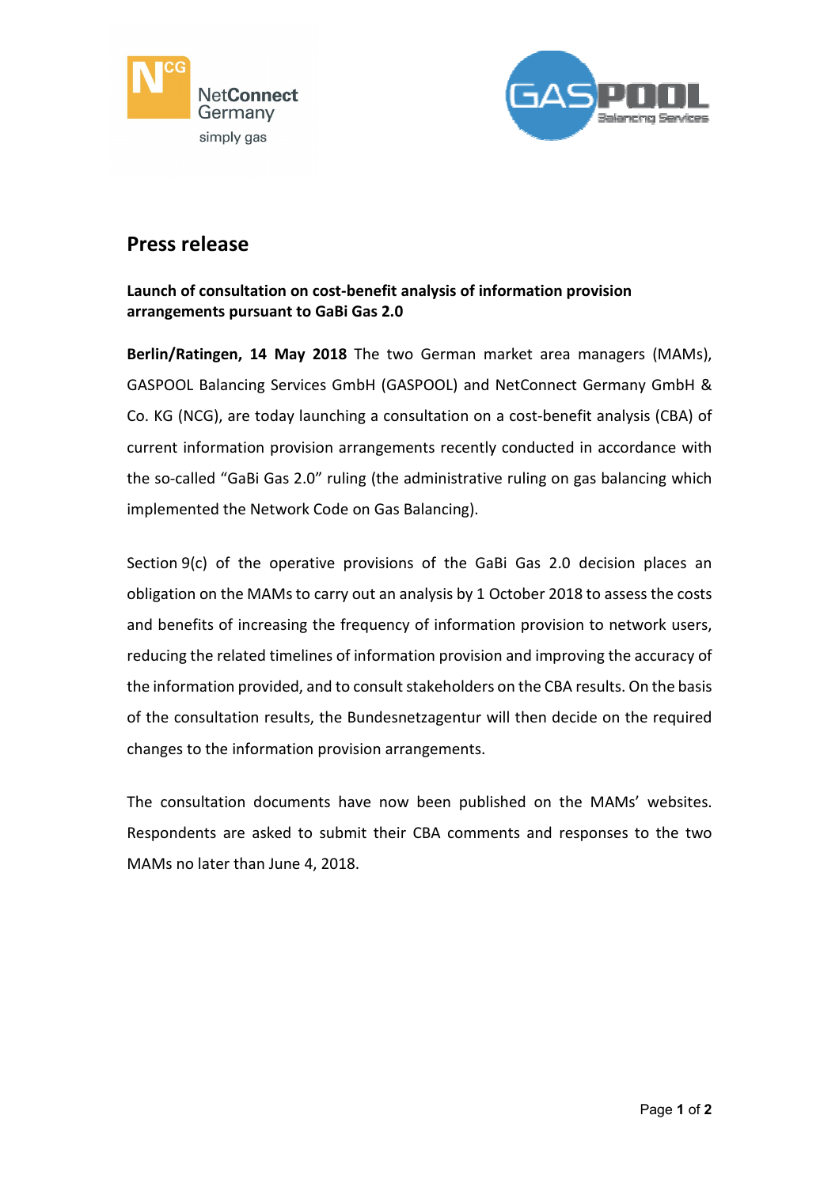# Press release

**Launch of consultation on cost-benefit analysis of information provision arrangements pursuant to GaBi Gas 2.0**

**Berlin/Ratingen, 14 May 2018** The two German market area managers (MAMs), GASPOOL Balancing Services GmbH (GASPOOL) and NetConnect Germany GmbH & Co. KG (NCG), are today launching a consultation on a cost-benefit analysis (CBA) of current information provision arrangements recently conducted in accordance with the so-called "GaBi Gas 2.0" ruling (the administrative ruling on gas balancing which implemented the Network Code on Gas Balancing).

Section 9(c) of the operative provisions of the GaBi Gas 2.0 decision places an obligation on the MAMs to carry out an analysis by 1 October 2018 to assess the costs and benefits of increasing the frequency of information provision to network users, reducing the related timelines of information provision and improving the accuracy of the information provided, and to consult stakeholders on the CBA results. On the basis of the consultation results, the Bundesnetzagentur will then decide on the required changes to the information provision arrangements.

The consultation documents have now been published on the MAMs' websites. Respondents are asked to submit their CBA comments and responses to the two MAMs no later than June 4, 2018.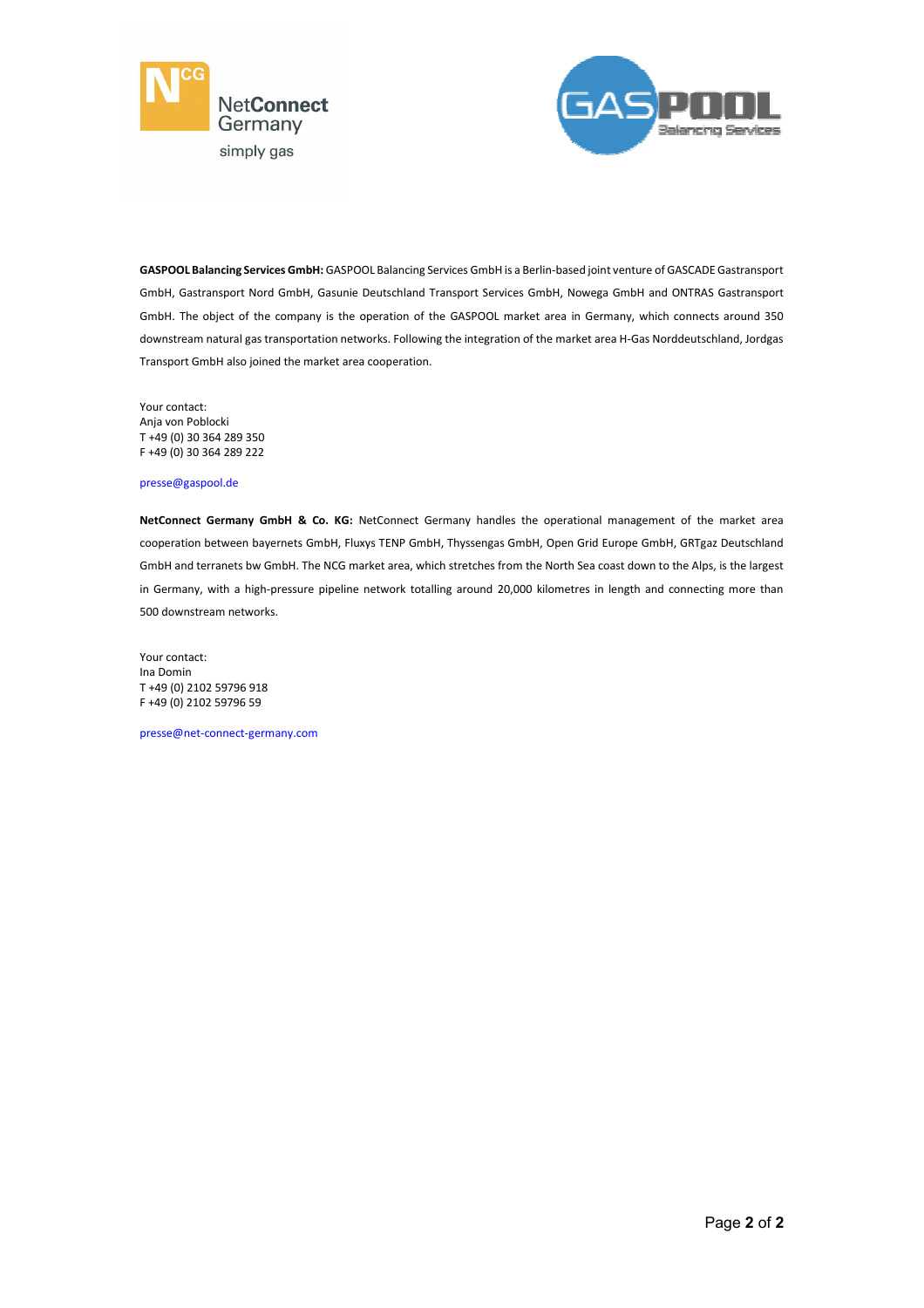**GASPOOL Balancing Services GmbH:** GASPOOL Balancing Services GmbH is a Berlin-based joint venture of GASCADE Gastransport GmbH, Gastransport Nord GmbH, Gasunie Deutschland Transport Services GmbH, Nowega GmbH and ONTRAS Gastransport GmbH. The object of the company is the operation of the GASPOOL market area in Germany, which connects around 350 downstream natural gas transportation networks. Following the integration of the market area H-Gas Norddeutschland, Jordgas Transport GmbH also joined the market area cooperation.

Your contact:
Anja von Poblocki
T +49 (0) 30 364 289 350
F +49 (0) 30 364 289 222

presse@gaspool.de

**NetConnect Germany GmbH & Co. KG:** NetConnect Germany handles the operational management of the market area cooperation between bayernets GmbH, Fluxys TENP GmbH, Thyssengas GmbH, Open Grid Europe GmbH, GRTgaz Deutschland GmbH and terranets bw GmbH. The NCG market area, which stretches from the North Sea coast down to the Alps, is the largest in Germany, with a high-pressure pipeline network totalling around 20,000 kilometres in length and connecting more than 500 downstream networks.

Your contact:
Ina Domin
T +49 (0) 2102 59796 918
F +49 (0) 2102 59796 59

presse@net-connect-germany.com